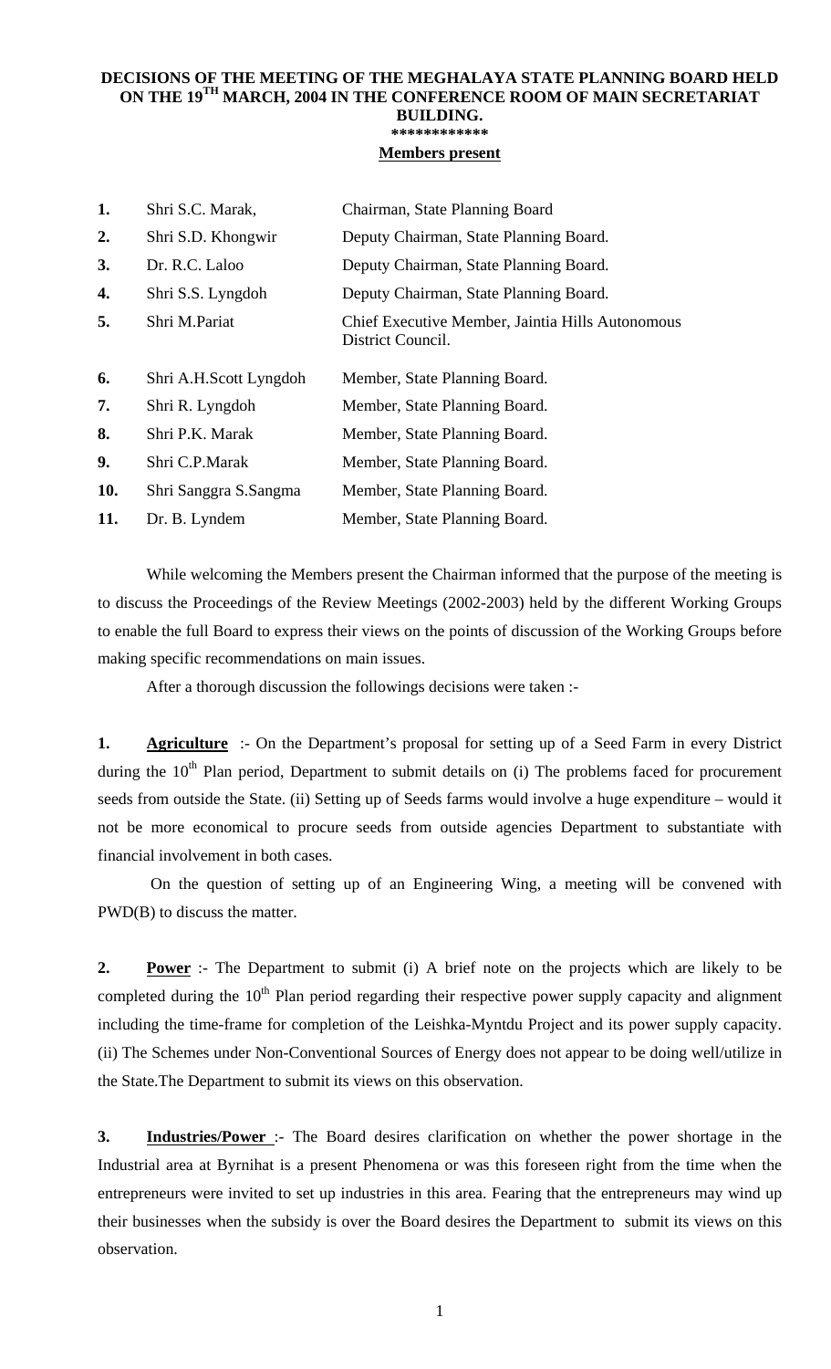# DECISIONS OF THE MEETING OF THE MEGHALAYA STATE PLANNING BOARD HELD ON THE 19TH MARCH, 2004 IN THE CONFERENCE ROOM OF MAIN SECRETARIAT BUILDING.

************

**Members present**

| | | |
|---|---|---|
| **1.** | Shri S.C. Marak, | Chairman, State Planning Board |
| **2.** | Shri S.D. Khongwir | Deputy Chairman, State Planning Board. |
| **3.** | Dr. R.C. Laloo | Deputy Chairman, State Planning Board. |
| **4.** | Shri S.S. Lyngdoh | Deputy Chairman, State Planning Board. |
| **5.** | Shri M.Pariat | Chief Executive Member, Jaintia Hills Autonomous District Council. |
| **6.** | Shri A.H.Scott Lyngdoh | Member, State Planning Board. |
| **7.** | Shri R. Lyngdoh | Member, State Planning Board. |
| **8.** | Shri P.K. Marak | Member, State Planning Board. |
| **9.** | Shri C.P.Marak | Member, State Planning Board. |
| **10.** | Shri Sanggra S.Sangma | Member, State Planning Board. |
| **11.** | Dr. B. Lyndem | Member, State Planning Board. |

While welcoming the Members present the Chairman informed that the purpose of the meeting is to discuss the Proceedings of the Review Meetings (2002-2003) held by the different Working Groups to enable the full Board to express their views on the points of discussion of the Working Groups before making specific recommendations on main issues.

After a thorough discussion the followings decisions were taken :-

**1. Agriculture** :- On the Department's proposal for setting up of a Seed Farm in every District during the 10th Plan period, Department to submit details on (i) The problems faced for procurement seeds from outside the State. (ii) Setting up of Seeds farms would involve a huge expenditure – would it not be more economical to procure seeds from outside agencies Department to substantiate with financial involvement in both cases.

On the question of setting up of an Engineering Wing, a meeting will be convened with PWD(B) to discuss the matter.

**2. Power** :- The Department to submit (i) A brief note on the projects which are likely to be completed during the 10th Plan period regarding their respective power supply capacity and alignment including the time-frame for completion of the Leishka-Myntdu Project and its power supply capacity. (ii) The Schemes under Non-Conventional Sources of Energy does not appear to be doing well/utilize in the State.The Department to submit its views on this observation.

**3. Industries/Power** :- The Board desires clarification on whether the power shortage in the Industrial area at Byrnihat is a present Phenomena or was this foreseen right from the time when the entrepreneurs were invited to set up industries in this area. Fearing that the entrepreneurs may wind up their businesses when the subsidy is over the Board desires the Department to submit its views on this observation.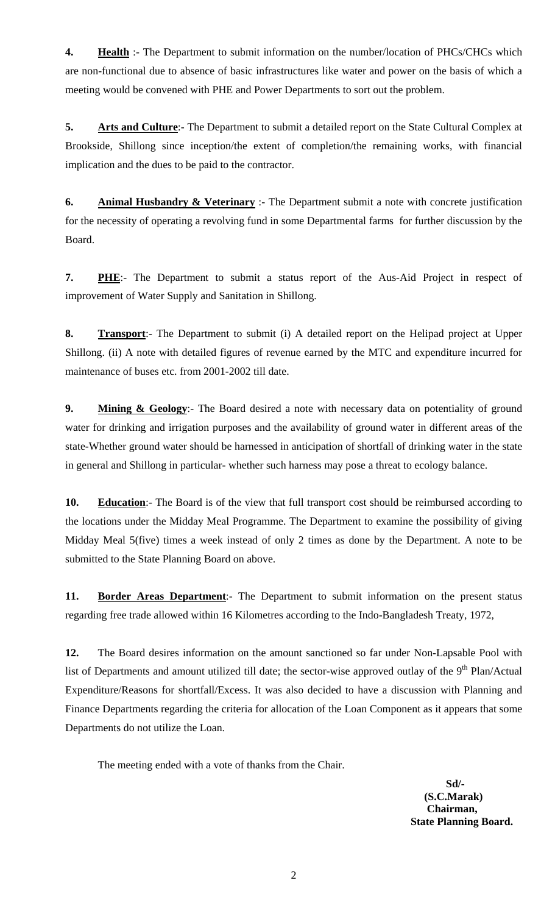**4.** **Health** :- The Department to submit information on the number/location of PHCs/CHCs which are non-functional due to absence of basic infrastructures like water and power on the basis of which a meeting would be convened with PHE and Power Departments to sort out the problem.

**5.** **Arts and Culture**:- The Department to submit a detailed report on the State Cultural Complex at Brookside, Shillong since inception/the extent of completion/the remaining works, with financial implication and the dues to be paid to the contractor.

**6.** **Animal Husbandry & Veterinary** :- The Department submit a note with concrete justification for the necessity of operating a revolving fund in some Departmental farms for further discussion by the Board.

**7.** **PHE**:- The Department to submit a status report of the Aus-Aid Project in respect of improvement of Water Supply and Sanitation in Shillong.

**8.** **Transport**:- The Department to submit (i) A detailed report on the Helipad project at Upper Shillong. (ii) A note with detailed figures of revenue earned by the MTC and expenditure incurred for maintenance of buses etc. from 2001-2002 till date.

**9.** **Mining & Geology**:- The Board desired a note with necessary data on potentiality of ground water for drinking and irrigation purposes and the availability of ground water in different areas of the state-Whether ground water should be harnessed in anticipation of shortfall of drinking water in the state in general and Shillong in particular- whether such harness may pose a threat to ecology balance.

**10.** **Education**:- The Board is of the view that full transport cost should be reimbursed according to the locations under the Midday Meal Programme. The Department to examine the possibility of giving Midday Meal 5(five) times a week instead of only 2 times as done by the Department. A note to be submitted to the State Planning Board on above.

**11.** **Border Areas Department**:- The Department to submit information on the present status regarding free trade allowed within 16 Kilometres according to the Indo-Bangladesh Treaty, 1972,

**12.** The Board desires information on the amount sanctioned so far under Non-Lapsable Pool with list of Departments and amount utilized till date; the sector-wise approved outlay of the 9th Plan/Actual Expenditure/Reasons for shortfall/Excess. It was also decided to have a discussion with Planning and Finance Departments regarding the criteria for allocation of the Loan Component as it appears that some Departments do not utilize the Loan.

The meeting ended with a vote of thanks from the Chair.

**Sd/-**
**(S.C.Marak)**
**Chairman,**
**State Planning Board.**